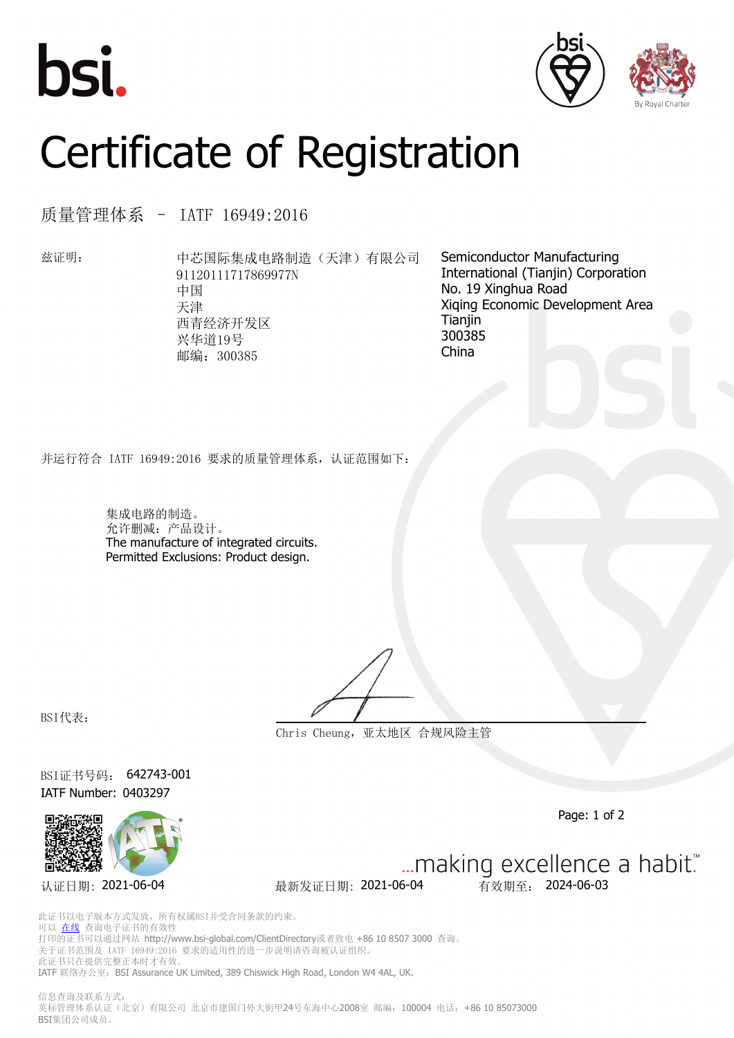# Certificate of Registration

## 质量管理体系 – IATF 16949:2016

兹证明：

中芯国际集成电路制造（天津）有限公司
91120111717869977N
中国
天津
西青经济开发区
兴华道19号
邮编：300385

Semiconductor Manufacturing International (Tianjin) Corporation
No. 19 Xinghua Road
Xiqing Economic Development Area
Tianjin
300385
China

并运行符合 IATF 16949:2016 要求的质量管理体系，认证范围如下：

集成电路的制造。
允许删减：产品设计。
The manufacture of integrated circuits.
Permitted Exclusions: Product design.

BSI代表：

Chris Cheung，亚太地区 合规风险主管

BSI证书号码： 642743-001
IATF Number: 0403297

认证日期：2021-06-04　　最新发证日期：2021-06-04　　有效期至：2024-06-03

...making excellence a habit.™

此证书以电子版本方式发放，所有权属BSI并受合同条款的约束。
可以 在线 查询电子证书的有效性
打印的证书可以通过网站 http://www.bsi-global.com/ClientDirectory或者致电 +86 10 8507 3000 查询。
关于证书范围及 IATF 16949:2016 要求的适用性的进一步说明请咨询被认证组织。
此证书只在提供完整正本时才有效。
IATF 联络办公室：BSI Assurance UK Limited, 389 Chiswick High Road, London W4 4AL, UK.

信息查询及联系方式：
英标管理体系认证（北京）有限公司 北京市建国门外大街甲24号东海中心2008室 邮编：100004 电话：+86 10 85073000
BSI集团公司成员。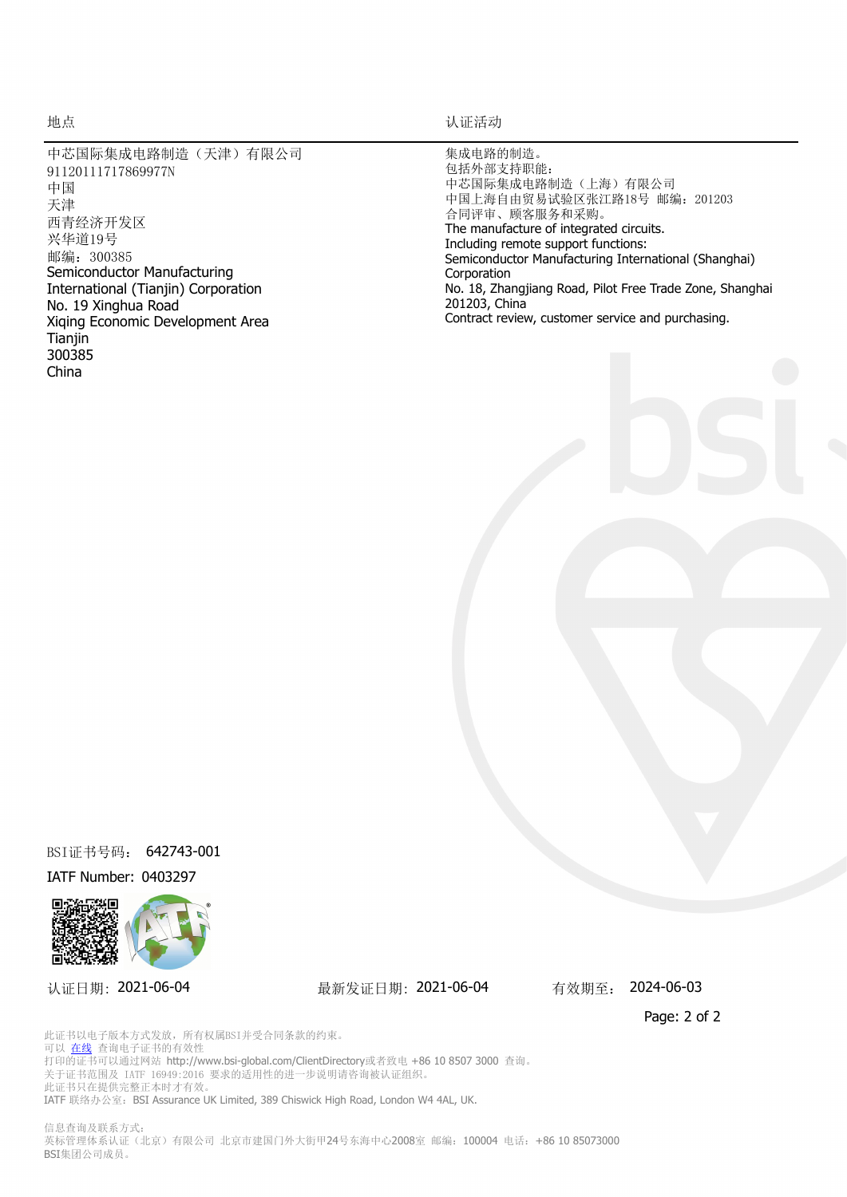| 地点 | 认证活动 |
| --- | --- |
| 中芯国际集成电路制造（天津）有限公司<br>91120111717869977N<br>中国<br>天津<br>西青经济开发区<br>兴华道19号<br>邮编：300385<br>Semiconductor Manufacturing International (Tianjin) Corporation<br>No. 19 Xinghua Road<br>Xiqing Economic Development Area<br>Tianjin<br>300385<br>China | 集成电路的制造。<br>包括外部支持职能：<br>中芯国际集成电路制造（上海）有限公司<br>中国上海自由贸易试验区张江路18号 邮编：201203<br>合同评审、顾客服务和采购。<br>The manufacture of integrated circuits.<br>Including remote support functions:<br>Semiconductor Manufacturing International (Shanghai) Corporation<br>No. 18, Zhangjiang Road, Pilot Free Trade Zone, Shanghai 201203, China<br>Contract review, customer service and purchasing. |

BSI证书号码： 642743-001

IATF Number: 0403297

认证日期：2021-06-04　　最新发证日期：2021-06-04　　有效期至： 2024-06-03

此证书以电子版本方式发放，所有权属BSI并受合同条款的约束。
可以 在线 查询电子证书的有效性
打印的证书可以通过网站 http://www.bsi-global.com/ClientDirectory或者致电 +86 10 8507 3000 查询。
关于证书范围及 IATF 16949:2016 要求的适用性的进一步说明请咨询被认证组织。
此证书只在提供完整正本时才有效。
IATF 联络办公室：BSI Assurance UK Limited, 389 Chiswick High Road, London W4 4AL, UK.

信息查询及联系方式：
英标管理体系认证（北京）有限公司 北京市建国门外大街甲24号东海中心2008室 邮编：100004 电话：+86 10 85073000
BSI集团公司成员。